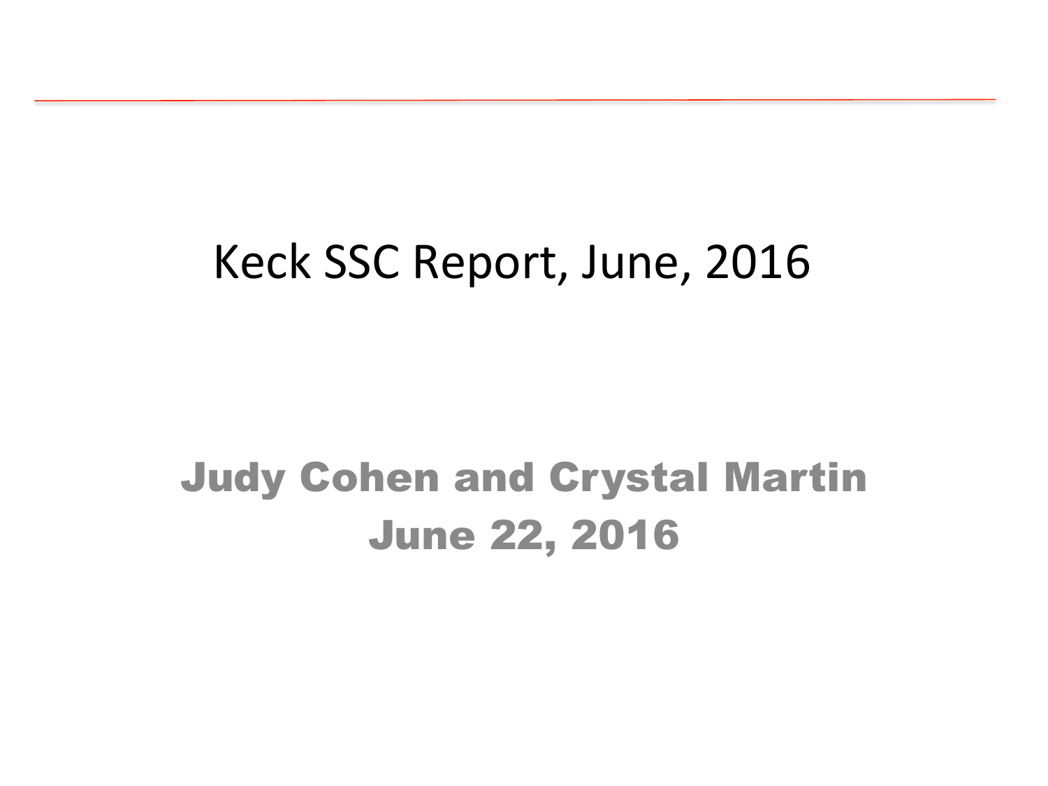# Keck SSC Report, June, 2016

**Judy Cohen and Crystal Martin**
**June 22, 2016**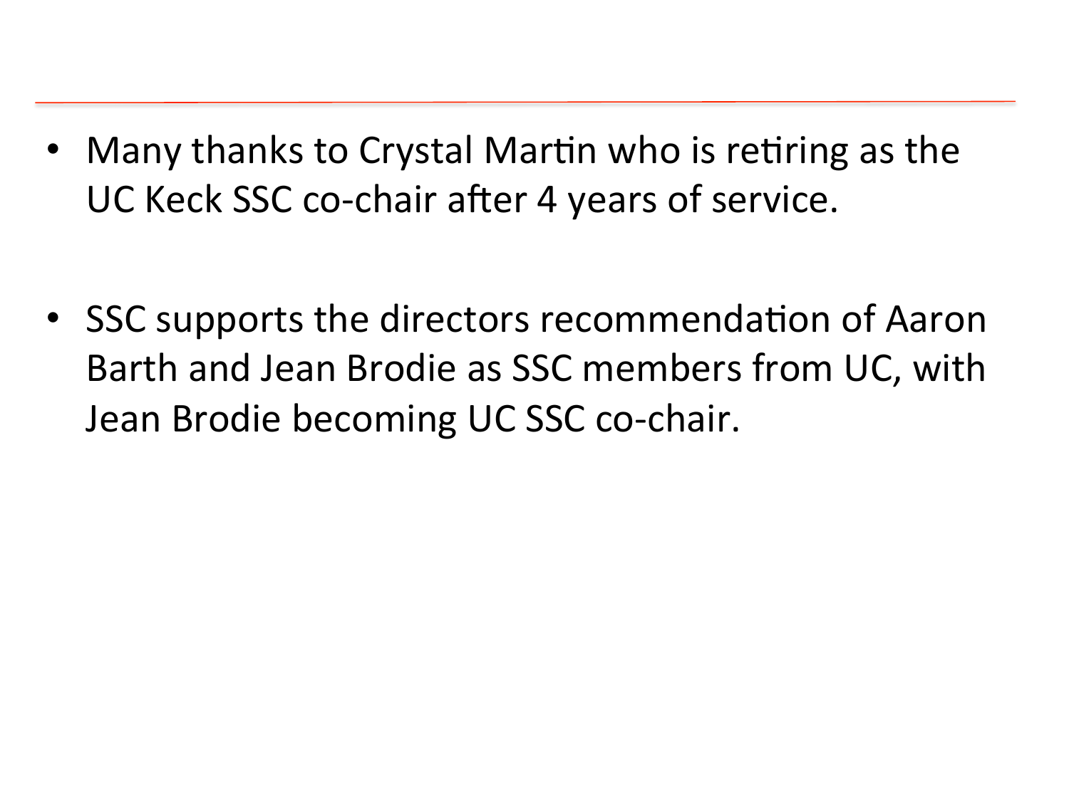- Many thanks to Crystal Martin who is retiring as the UC Keck SSC co-chair after 4 years of service.

- SSC supports the directors recommendation of Aaron Barth and Jean Brodie as SSC members from UC, with Jean Brodie becoming UC SSC co-chair.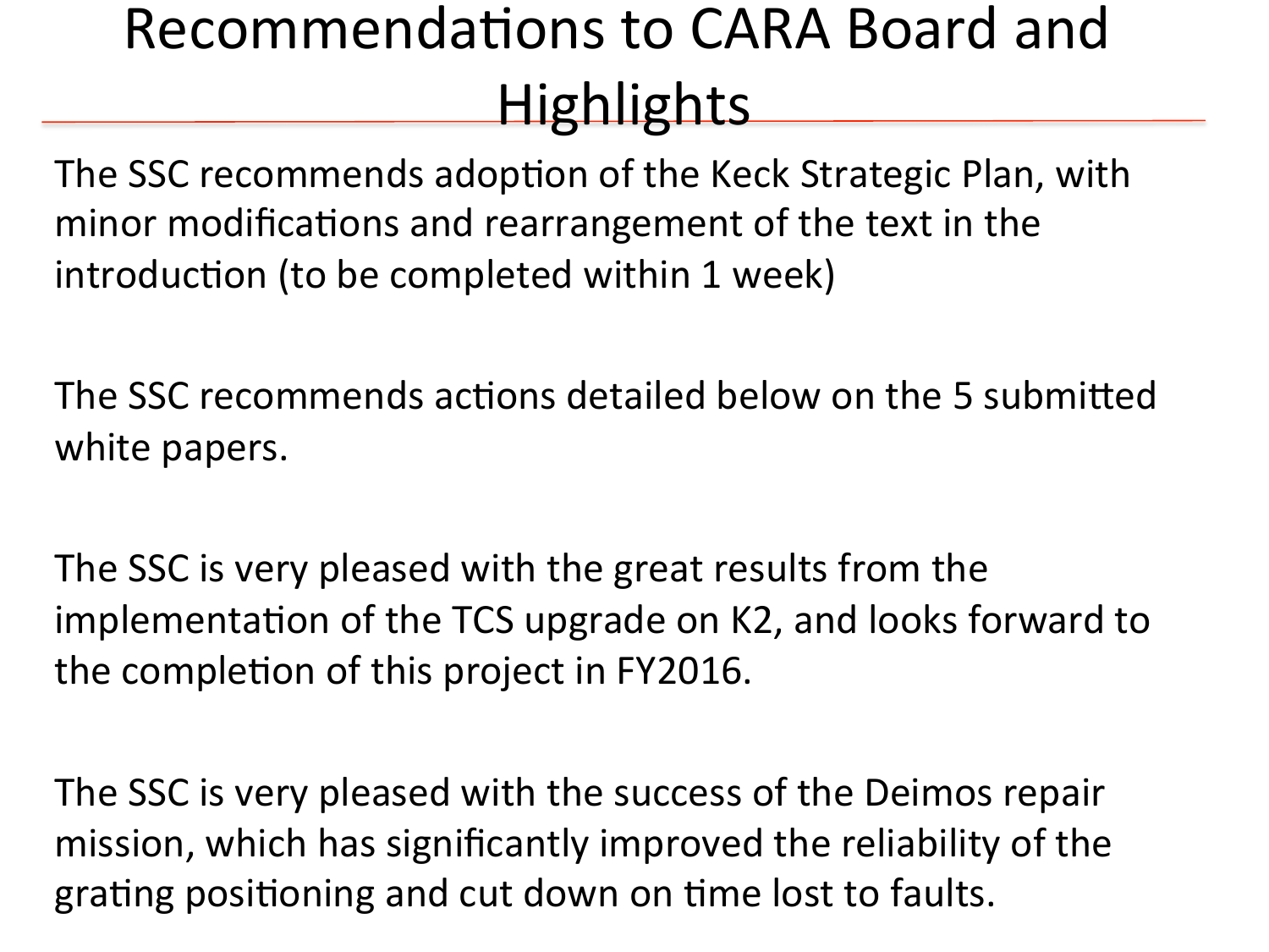# Recommendations to CARA Board and Highlights

The SSC recommends adoption of the Keck Strategic Plan, with minor modifications and rearrangement of the text in the introduction (to be completed within 1 week)

The SSC recommends actions detailed below on the 5 submitted white papers.

The SSC is very pleased with the great results from the implementation of the TCS upgrade on K2, and looks forward to the completion of this project in FY2016.

The SSC is very pleased with the success of the Deimos repair mission, which has significantly improved the reliability of the grating positioning and cut down on time lost to faults.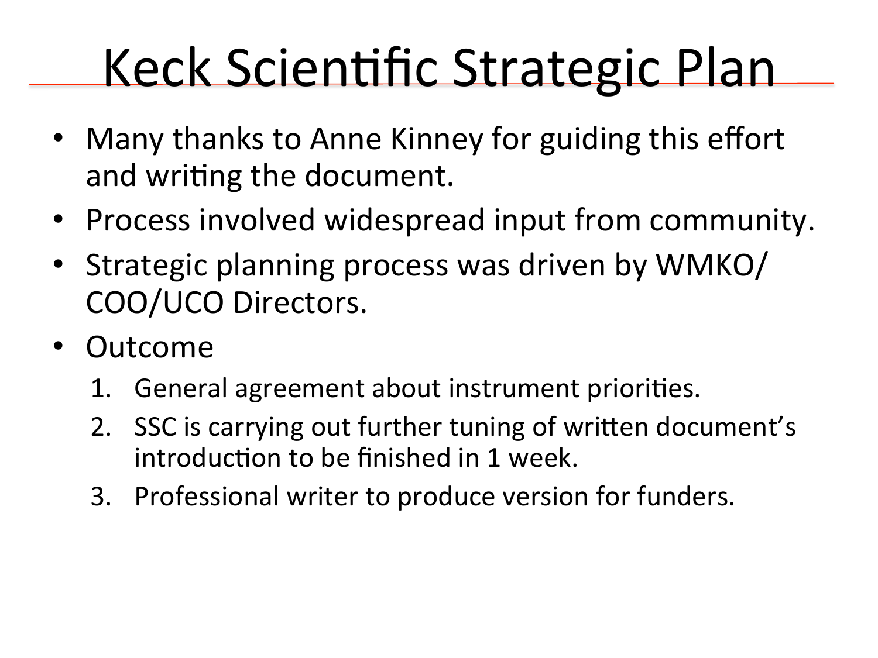# Keck Scientific Strategic Plan

- Many thanks to Anne Kinney for guiding this effort and writing the document.
- Process involved widespread input from community.
- Strategic planning process was driven by WMKO/COO/UCO Directors.
- Outcome
  1. General agreement about instrument priorities.
  2. SSC is carrying out further tuning of written document's introduction to be finished in 1 week.
  3. Professional writer to produce version for funders.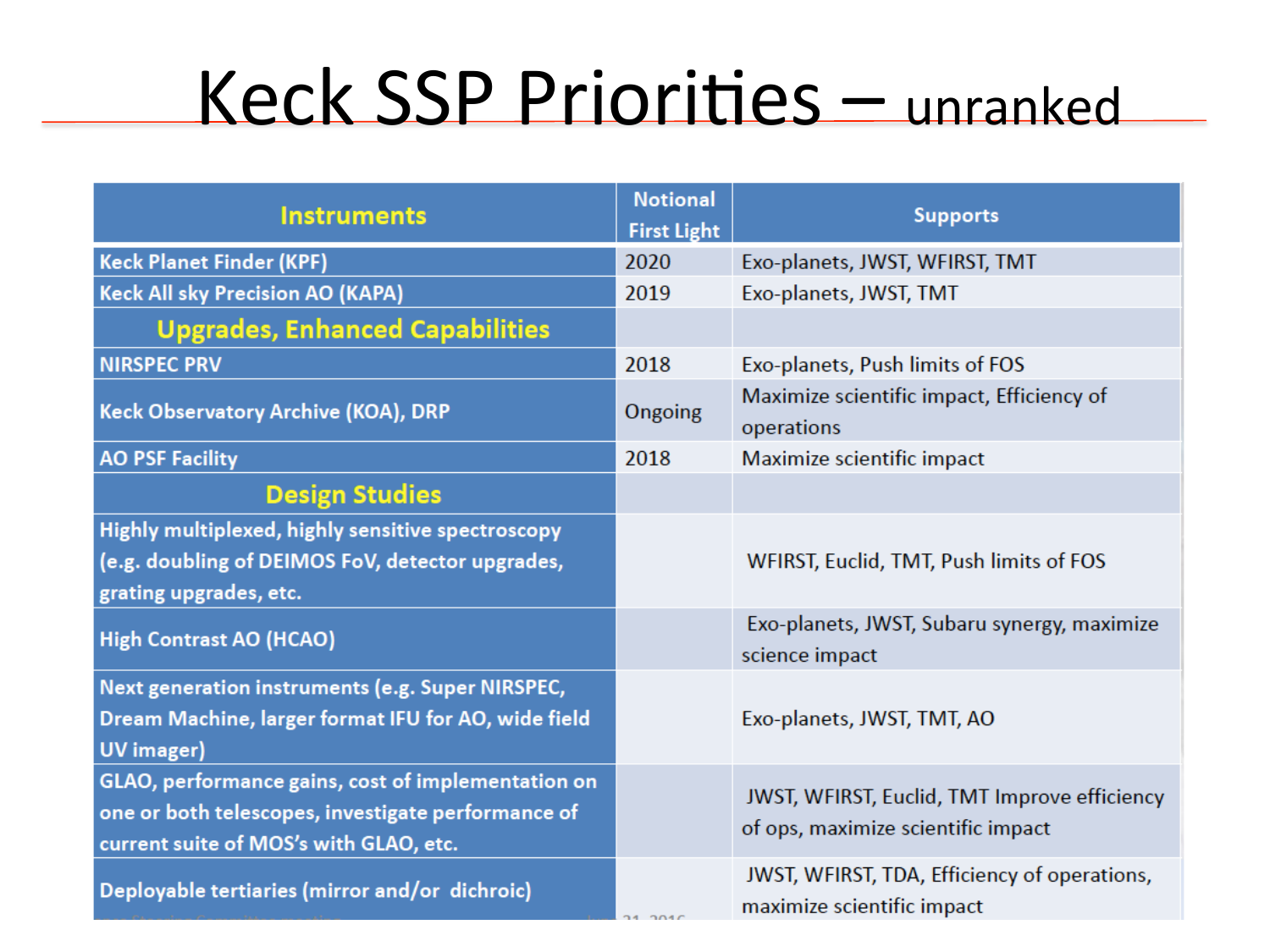# Keck SSP Priorities – unranked

| Instruments | Notional First Light | Supports |
|---|---|---|
| Keck Planet Finder (KPF) | 2020 | Exo-planets, JWST, WFIRST, TMT |
| Keck All sky Precision AO (KAPA) | 2019 | Exo-planets, JWST, TMT |
| **Upgrades, Enhanced Capabilities** | | |
| NIRSPEC PRV | 2018 | Exo-planets, Push limits of FOS |
| Keck Observatory Archive (KOA), DRP | Ongoing | Maximize scientific impact, Efficiency of operations |
| AO PSF Facility | 2018 | Maximize scientific impact |
| **Design Studies** | | |
| Highly multiplexed, highly sensitive spectroscopy (e.g. doubling of DEIMOS FoV, detector upgrades, grating upgrades, etc. | | WFIRST, Euclid, TMT, Push limits of FOS |
| High Contrast AO (HCAO) | | Exo-planets, JWST, Subaru synergy, maximize science impact |
| Next generation instruments (e.g. Super NIRSPEC, Dream Machine, larger format IFU for AO, wide field UV imager) | | Exo-planets, JWST, TMT, AO |
| GLAO, performance gains, cost of implementation on one or both telescopes, investigate performance of current suite of MOS's with GLAO, etc. | | JWST, WFIRST, Euclid, TMT Improve efficiency of ops, maximize scientific impact |
| Deployable tertiaries (mirror and/or dichroic) | | JWST, WFIRST, TDA, Efficiency of operations, maximize scientific impact |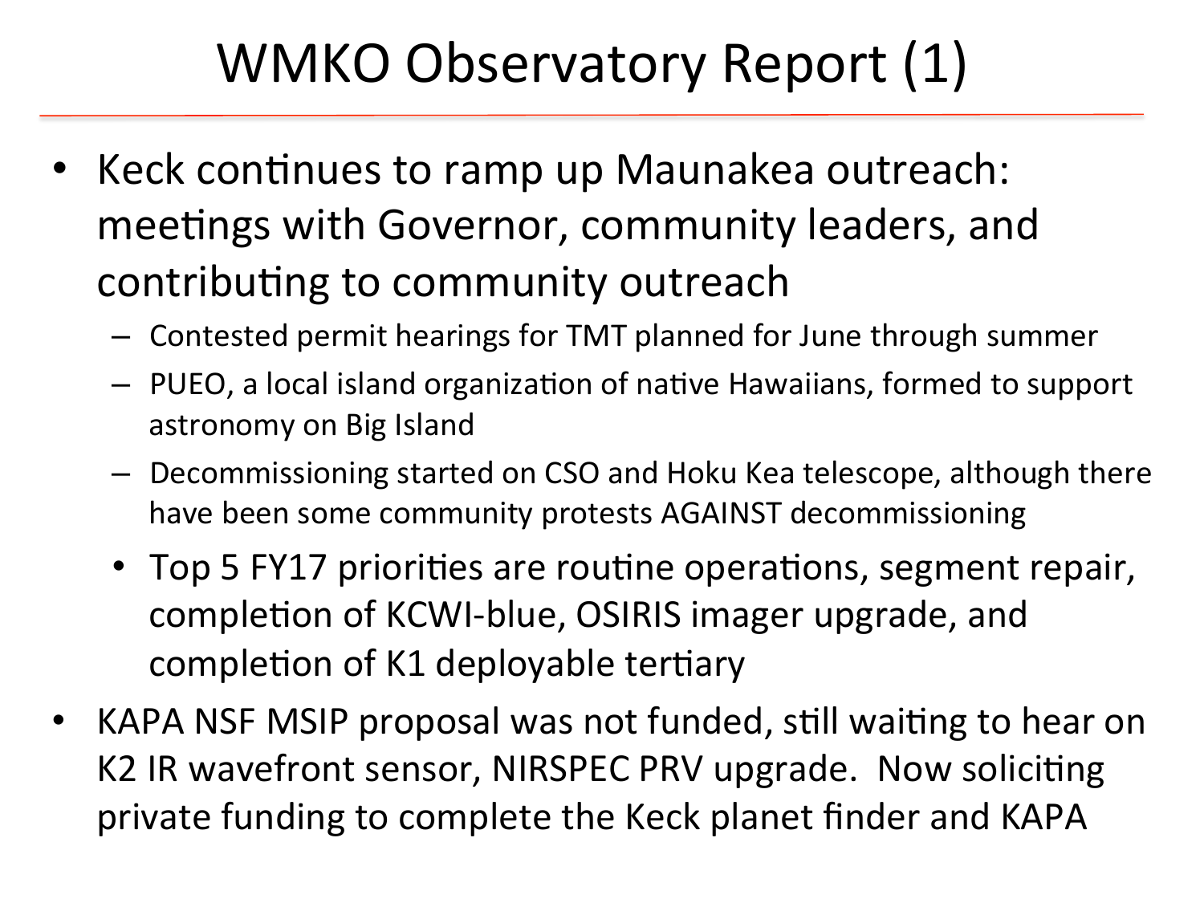# WMKO Observatory Report (1)

- Keck continues to ramp up Maunakea outreach: meetings with Governor, community leaders, and contributing to community outreach
  - Contested permit hearings for TMT planned for June through summer
  - PUEO, a local island organization of native Hawaiians, formed to support astronomy on Big Island
  - Decommissioning started on CSO and Hoku Kea telescope, although there have been some community protests AGAINST decommissioning
  - Top 5 FY17 priorities are routine operations, segment repair, completion of KCWI-blue, OSIRIS imager upgrade, and completion of K1 deployable tertiary
- KAPA NSF MSIP proposal was not funded, still waiting to hear on K2 IR wavefront sensor, NIRSPEC PRV upgrade. Now soliciting private funding to complete the Keck planet finder and KAPA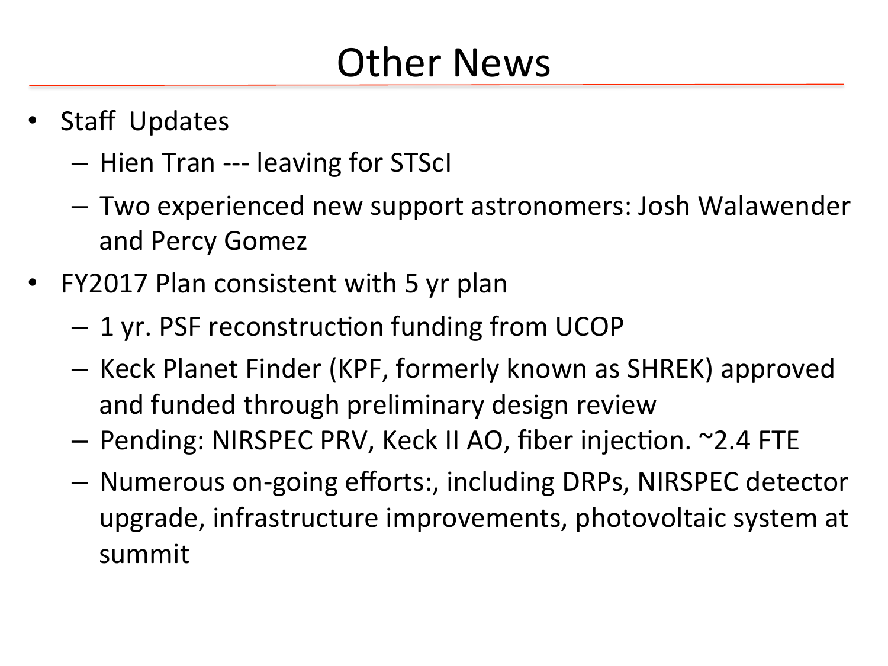# Other News

- Staff Updates
  - Hien Tran --- leaving for STScI
  - Two experienced new support astronomers: Josh Walawender and Percy Gomez
- FY2017 Plan consistent with 5 yr plan
  - 1 yr. PSF reconstruction funding from UCOP
  - Keck Planet Finder (KPF, formerly known as SHREK) approved and funded through preliminary design review
  - Pending: NIRSPEC PRV, Keck II AO, fiber injection. ~2.4 FTE
  - Numerous on-going efforts:, including DRPs, NIRSPEC detector upgrade, infrastructure improvements, photovoltaic system at summit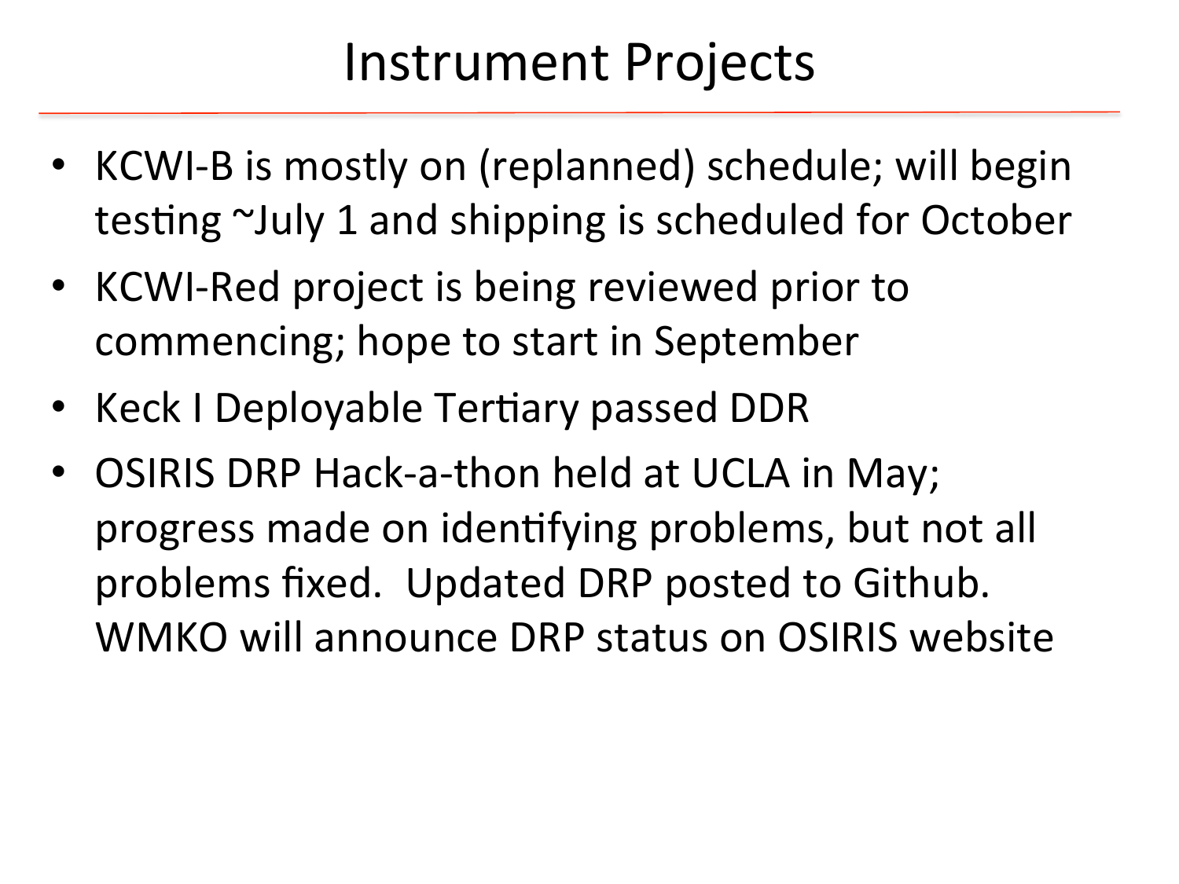# Instrument Projects

- KCWI-B is mostly on (replanned) schedule; will begin testing ~July 1 and shipping is scheduled for October
- KCWI-Red project is being reviewed prior to commencing; hope to start in September
- Keck I Deployable Tertiary passed DDR
- OSIRIS DRP Hack-a-thon held at UCLA in May; progress made on identifying problems, but not all problems fixed. Updated DRP posted to Github. WMKO will announce DRP status on OSIRIS website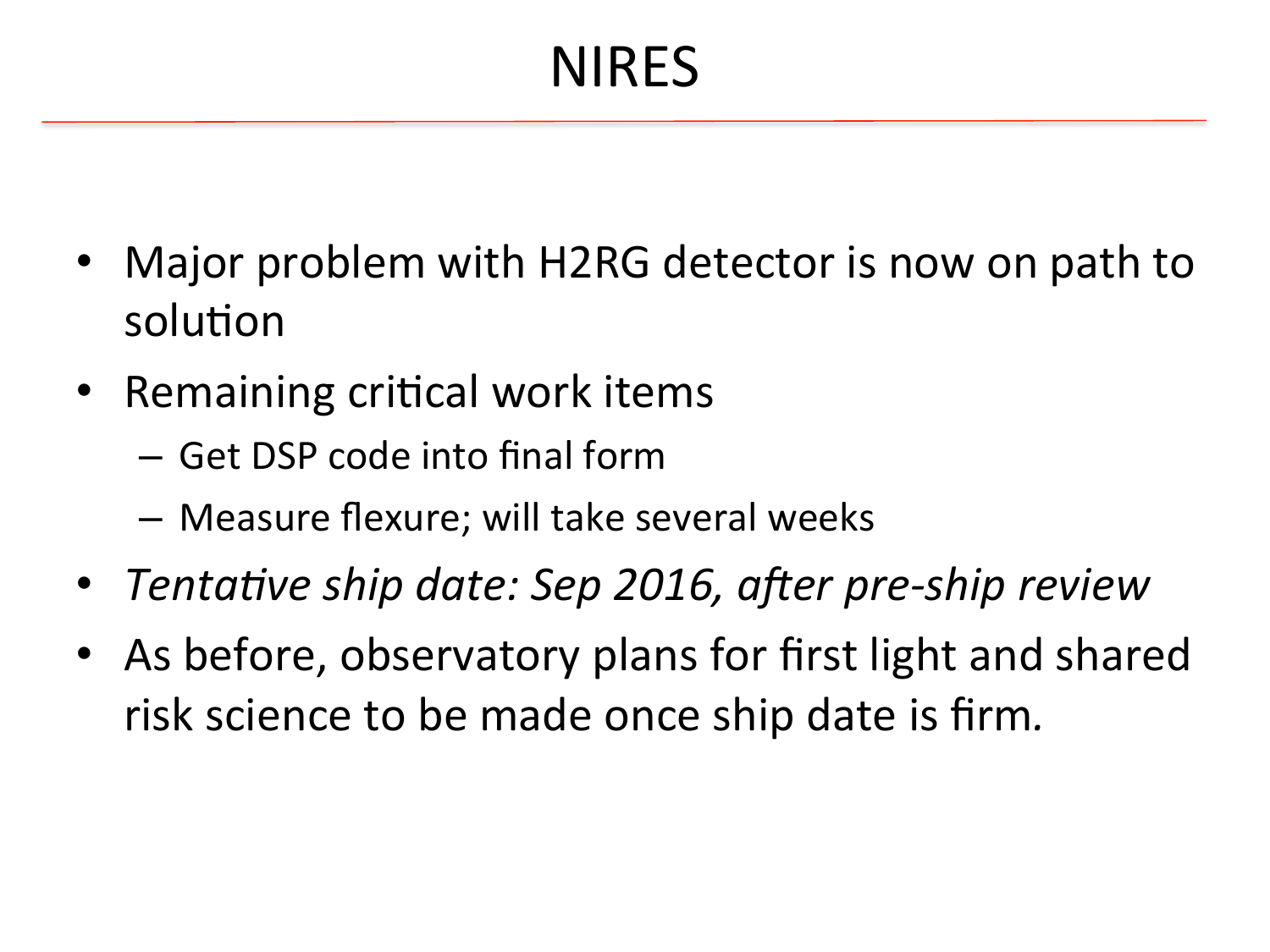# NIRES

- Major problem with H2RG detector is now on path to solution
- Remaining critical work items
  - Get DSP code into final form
  - Measure flexure; will take several weeks
- *Tentative ship date: Sep 2016, after pre-ship review*
- As before, observatory plans for first light and shared risk science to be made once ship date is firm.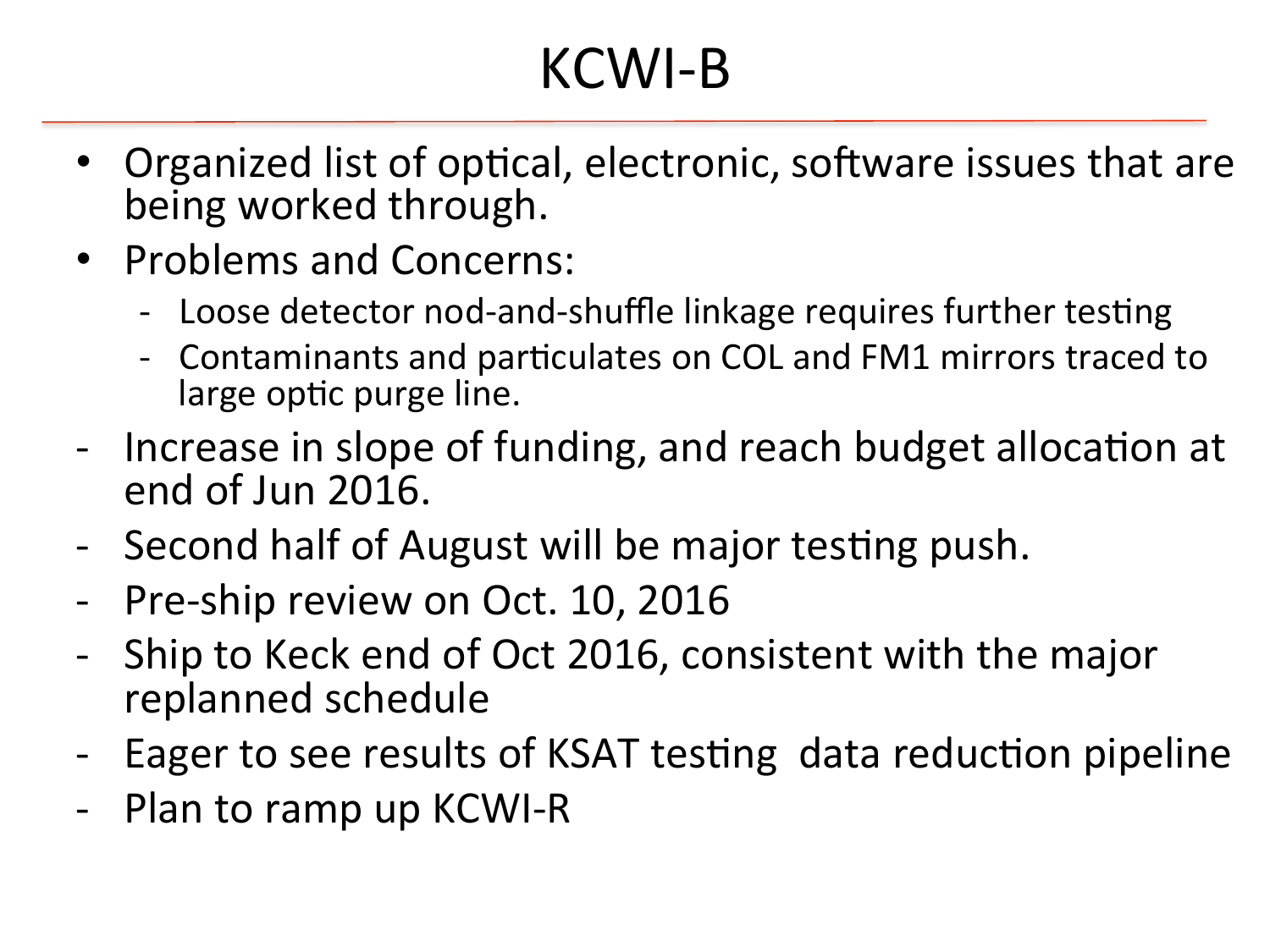# KCWI-B

- Organized list of optical, electronic, software issues that are being worked through.
- Problems and Concerns:
  - Loose detector nod-and-shuffle linkage requires further testing
  - Contaminants and particulates on COL and FM1 mirrors traced to large optic purge line.
- Increase in slope of funding, and reach budget allocation at end of Jun 2016.
- Second half of August will be major testing push.
- Pre-ship review on Oct. 10, 2016
- Ship to Keck end of Oct 2016, consistent with the major replanned schedule
- Eager to see results of KSAT testing data reduction pipeline
- Plan to ramp up KCWI-R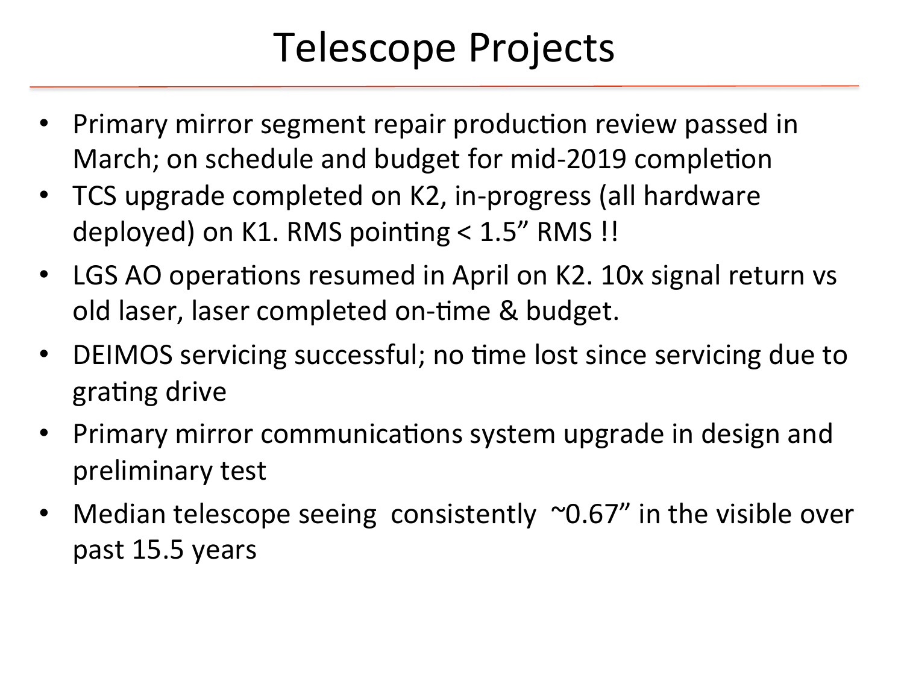# Telescope Projects

- Primary mirror segment repair production review passed in March; on schedule and budget for mid-2019 completion
- TCS upgrade completed on K2, in-progress (all hardware deployed) on K1. RMS pointing < 1.5" RMS !!
- LGS AO operations resumed in April on K2. 10x signal return vs old laser, laser completed on-time & budget.
- DEIMOS servicing successful; no time lost since servicing due to grating drive
- Primary mirror communications system upgrade in design and preliminary test
- Median telescope seeing consistently ~0.67" in the visible over past 15.5 years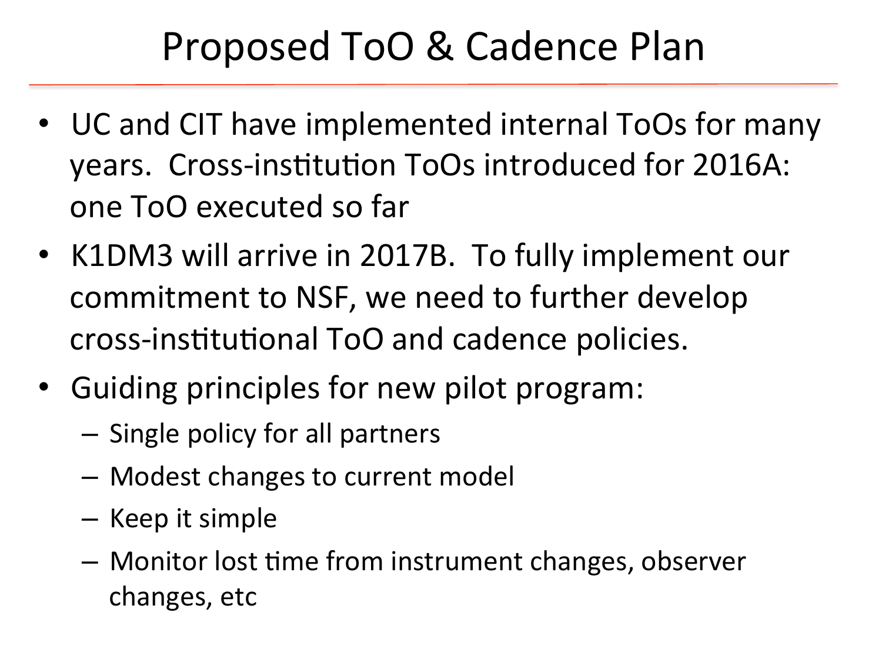# Proposed ToO & Cadence Plan

- UC and CIT have implemented internal ToOs for many years. Cross-institution ToOs introduced for 2016A: one ToO executed so far
- K1DM3 will arrive in 2017B. To fully implement our commitment to NSF, we need to further develop cross-institutional ToO and cadence policies.
- Guiding principles for new pilot program:
  - Single policy for all partners
  - Modest changes to current model
  - Keep it simple
  - Monitor lost time from instrument changes, observer changes, etc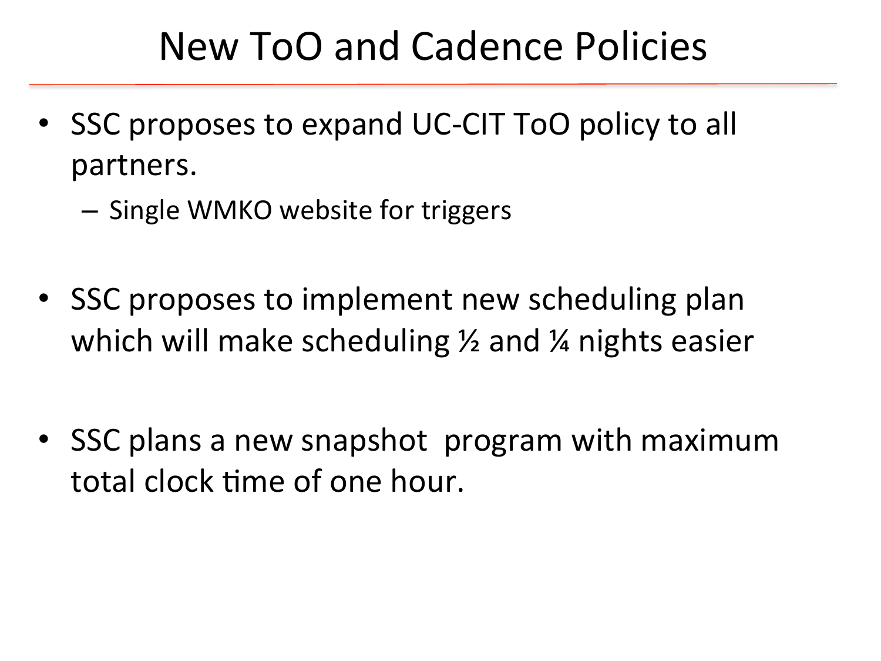# New ToO and Cadence Policies

- SSC proposes to expand UC-CIT ToO policy to all partners.
  - Single WMKO website for triggers

- SSC proposes to implement new scheduling plan which will make scheduling ½ and ¼ nights easier

- SSC plans a new snapshot program with maximum total clock time of one hour.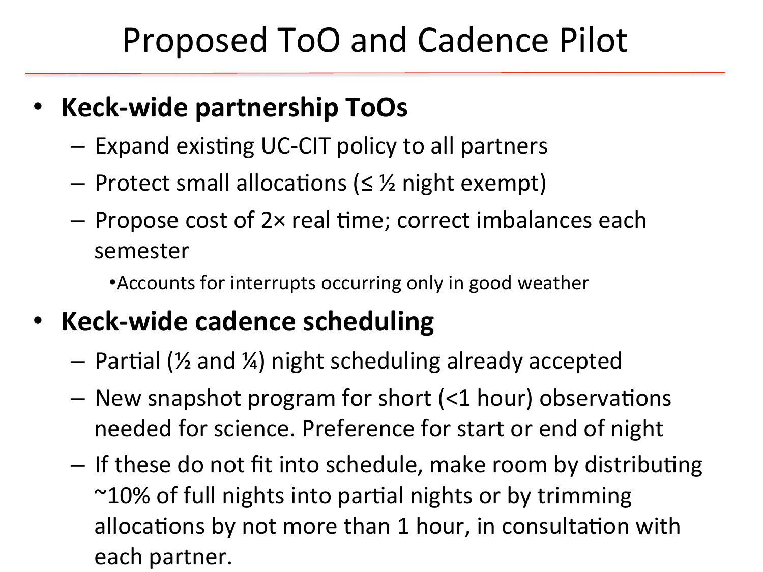# Proposed ToO and Cadence Pilot

- **Keck-wide partnership ToOs**
  - Expand existing UC-CIT policy to all partners
  - Protect small allocations (≤ ½ night exempt)
  - Propose cost of 2× real time; correct imbalances each semester
    - Accounts for interrupts occurring only in good weather
- **Keck-wide cadence scheduling**
  - Partial (½ and ¼) night scheduling already accepted
  - New snapshot program for short (<1 hour) observations needed for science. Preference for start or end of night
  - If these do not fit into schedule, make room by distributing ~10% of full nights into partial nights or by trimming allocations by not more than 1 hour, in consultation with each partner.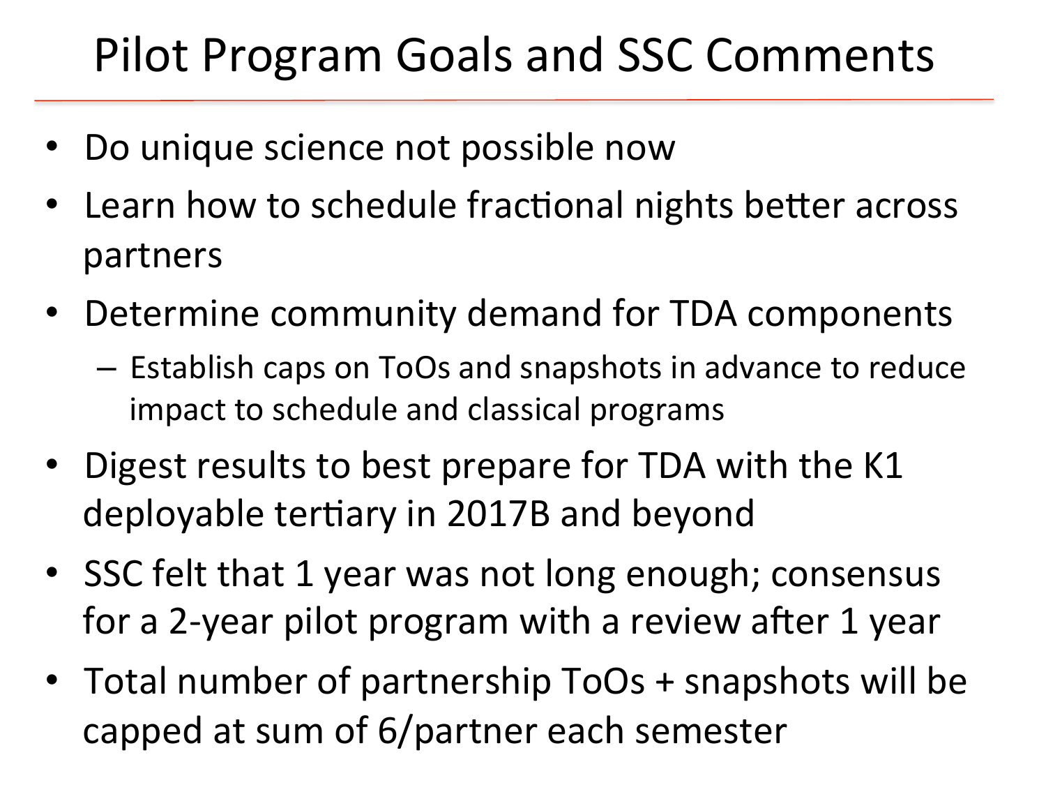# Pilot Program Goals and SSC Comments

- Do unique science not possible now
- Learn how to schedule fractional nights better across partners
- Determine community demand for TDA components
  - Establish caps on ToOs and snapshots in advance to reduce impact to schedule and classical programs
- Digest results to best prepare for TDA with the K1 deployable tertiary in 2017B and beyond
- SSC felt that 1 year was not long enough; consensus for a 2-year pilot program with a review after 1 year
- Total number of partnership ToOs + snapshots will be capped at sum of 6/partner each semester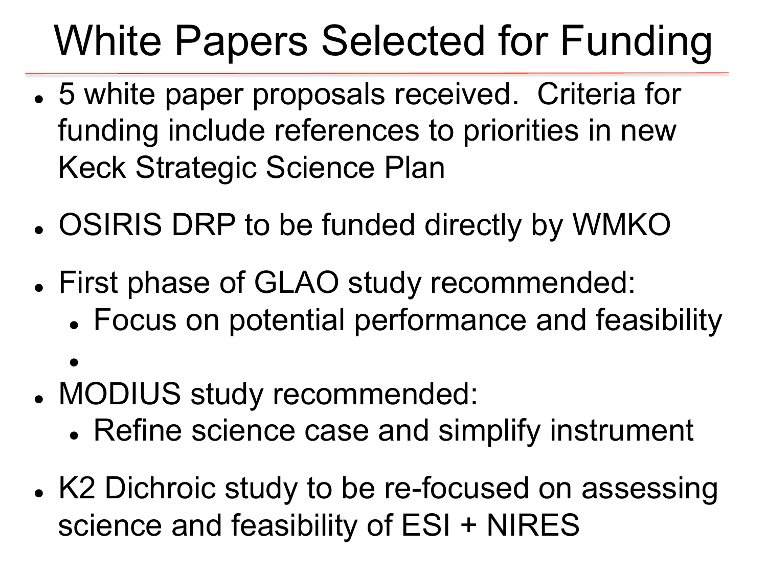# White Papers Selected for Funding

- 5 white paper proposals received. Criteria for funding include references to priorities in new Keck Strategic Science Plan
- OSIRIS DRP to be funded directly by WMKO
- First phase of GLAO study recommended:
  - Focus on potential performance and feasibility
  -
- MODIUS study recommended:
  - Refine science case and simplify instrument
- K2 Dichroic study to be re-focused on assessing science and feasibility of ESI + NIRES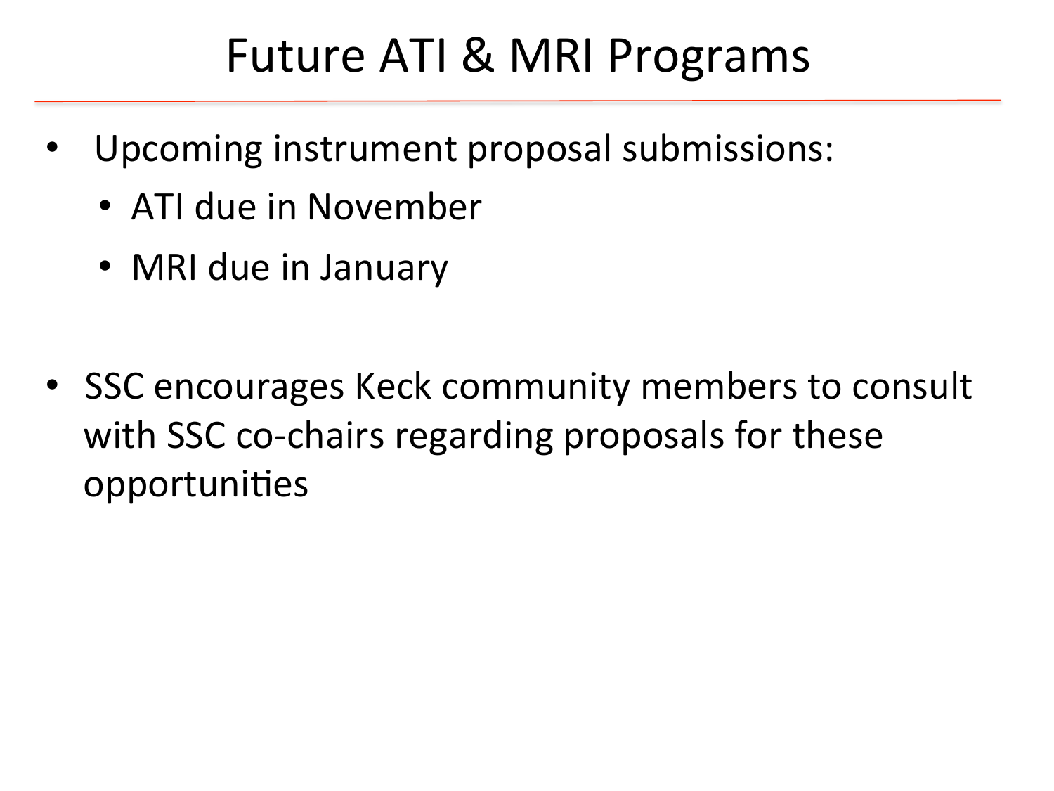# Future ATI & MRI Programs

- Upcoming instrument proposal submissions:
  - ATI due in November
  - MRI due in January

- SSC encourages Keck community members to consult with SSC co-chairs regarding proposals for these opportunities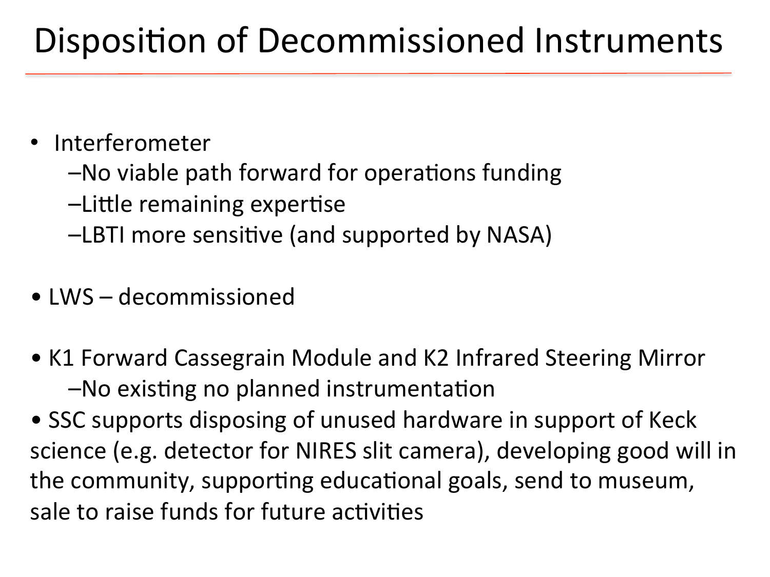# Disposition of Decommissioned Instruments

- Interferometer
  - –No viable path forward for operations funding
  - –Little remaining expertise
  - –LBTI more sensitive (and supported by NASA)

- LWS – decommissioned

- K1 Forward Cassegrain Module and K2 Infrared Steering Mirror
  - –No existing no planned instrumentation
- SSC supports disposing of unused hardware in support of Keck science (e.g. detector for NIRES slit camera), developing good will in the community, supporting educational goals, send to museum, sale to raise funds for future activities